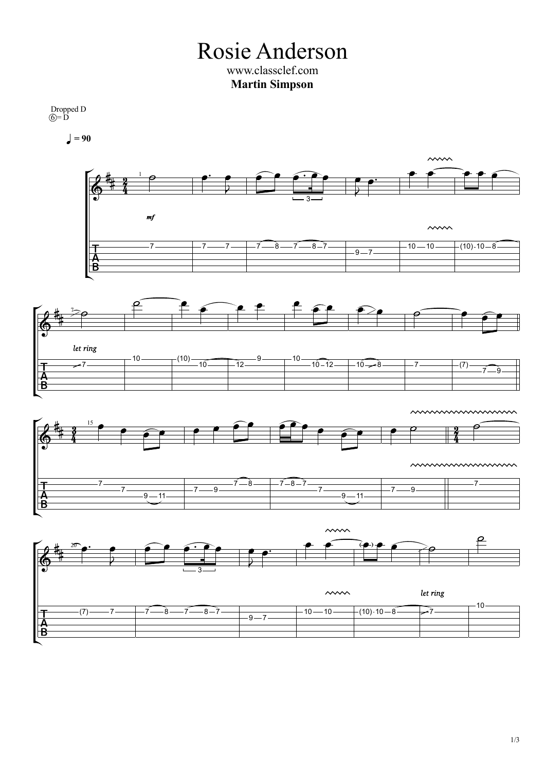# Rosie Anderson

www.classclef.com

**Martin Simpson**

Dropped D
⑥= D

♩ = 90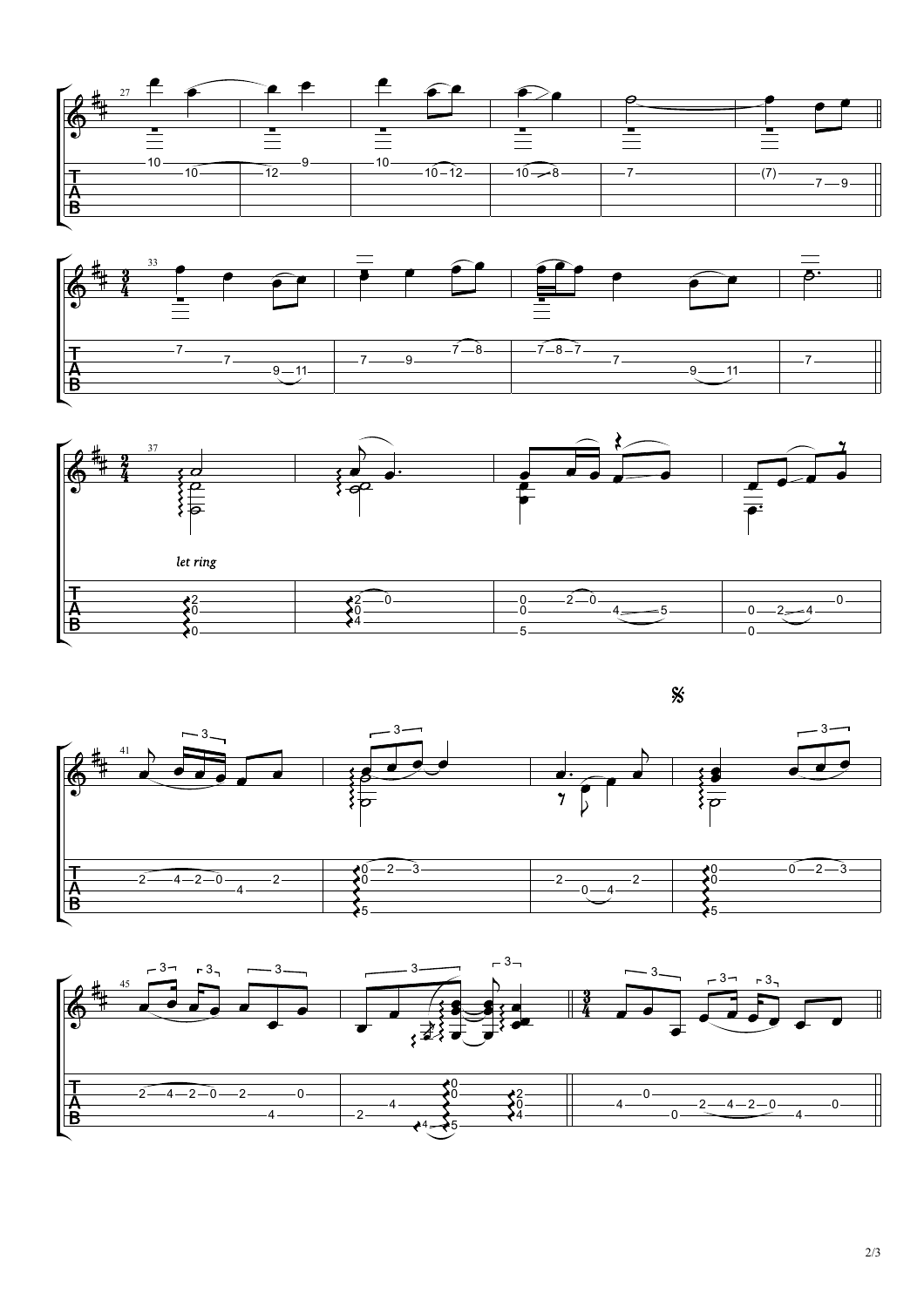*let ring*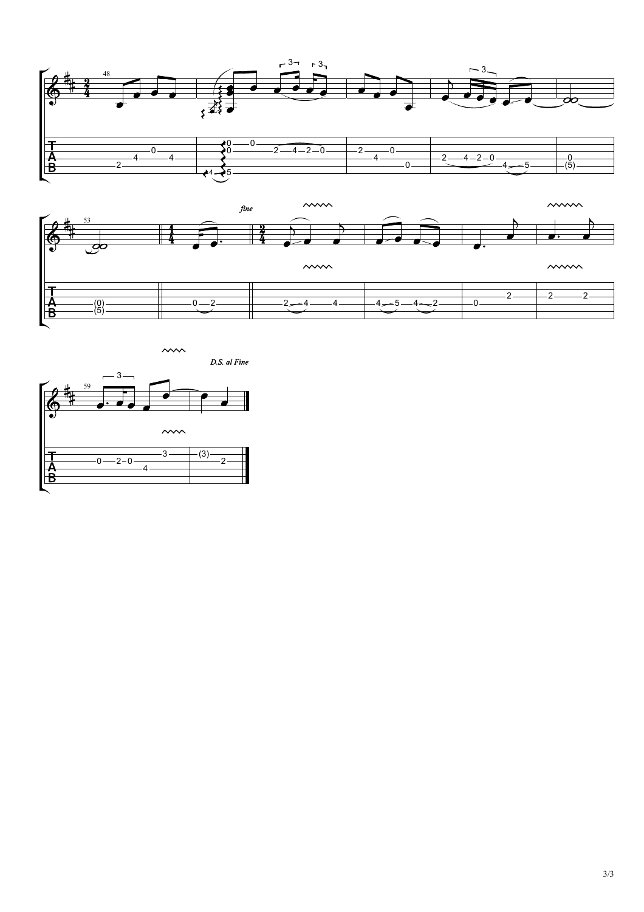*fine*

*D.S. al Fine*